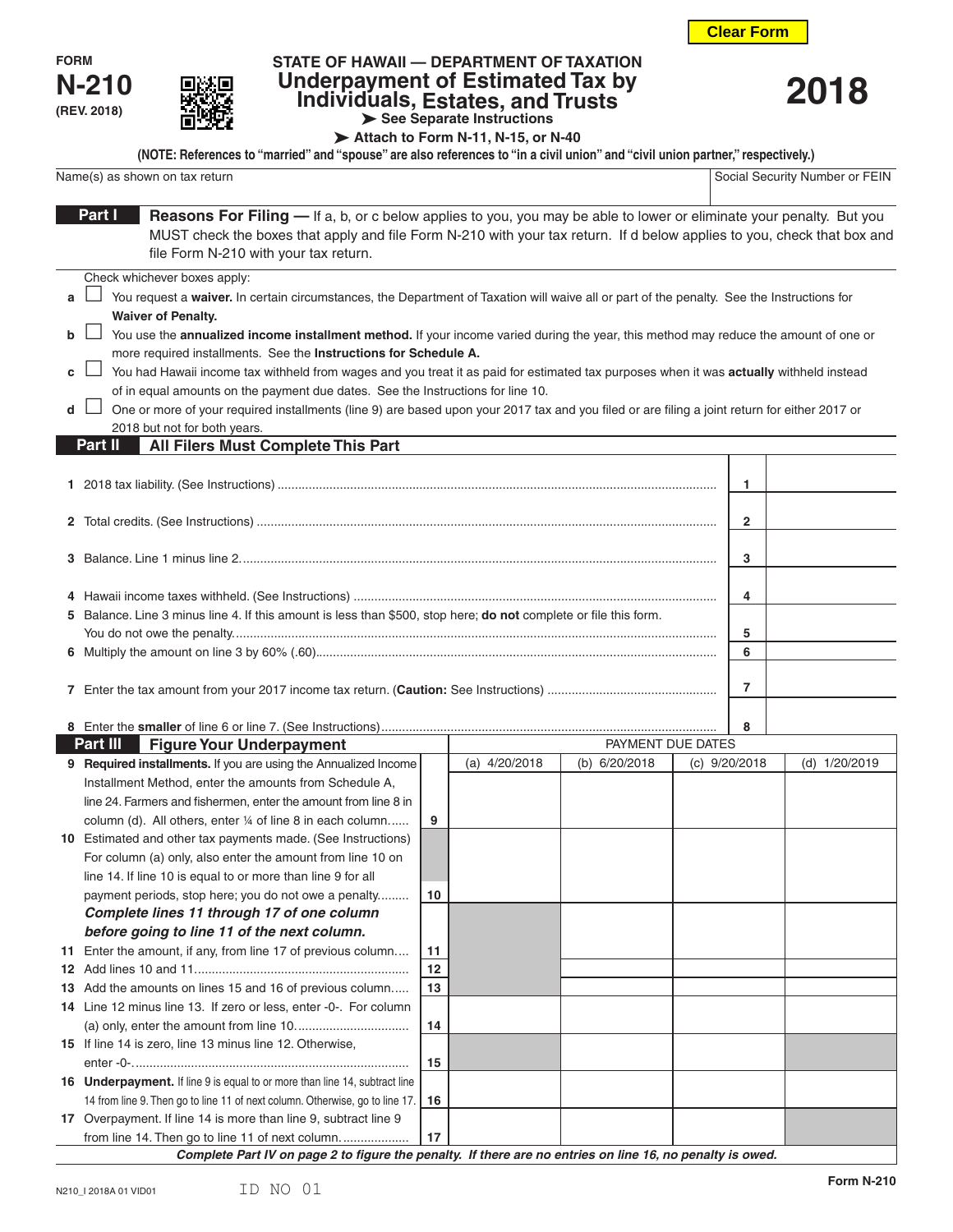FORM **N-210** (REV. 2018)

STATE OF HAWAII — DEPARTMENT OF TAXATION

# Underpayment of Estimated Tax by Individuals, Estates, and Trusts

➤ See Separate Instructions

➤ Attach to Form N-11, N-15, or N-40

**2018**

**(NOTE: References to "married" and "spouse" are also references to "in a civil union" and "civil union partner," respectively.)**

| Name(s) as shown on tax return | Social Security Number or FEIN |
|---|---|
| | |

## Part I — Reasons For Filing

**Reasons For Filing —** If a, b, or c below applies to you, you may be able to lower or eliminate your penalty. But you MUST check the boxes that apply and file Form N-210 with your tax return. If d below applies to you, check that box and file Form N-210 with your tax return.

Check whichever boxes apply:

- **a** ☐ You request a **waiver.** In certain circumstances, the Department of Taxation will waive all or part of the penalty. See the Instructions for **Waiver of Penalty.**
- **b** ☐ You use the **annualized income installment method.** If your income varied during the year, this method may reduce the amount of one or more required installments. See the **Instructions for Schedule A.**
- **c** ☐ You had Hawaii income tax withheld from wages and you treat it as paid for estimated tax purposes when it was **actually** withheld instead of in equal amounts on the payment due dates. See the Instructions for line 10.
- **d** ☐ One or more of your required installments (line 9) are based upon your 2017 tax and you filed or are filing a joint return for either 2017 or 2018 but not for both years.

## Part II — All Filers Must Complete This Part

| | | | |
|---|---|---|---|
| 1 | 2018 tax liability. (See Instructions) | 1 | |
| 2 | Total credits. (See Instructions) | 2 | |
| 3 | Balance. Line 1 minus line 2. | 3 | |
| 4 | Hawaii income taxes withheld. (See Instructions) | 4 | |
| 5 | Balance. Line 3 minus line 4. If this amount is less than $500, stop here; **do not** complete or file this form. You do not owe the penalty. | 5 | |
| 6 | Multiply the amount on line 3 by 60% (.60) | 6 | |
| 7 | Enter the tax amount from your 2017 income tax return. (**Caution:** See Instructions) | 7 | |
| 8 | Enter the **smaller** of line 6 or line 7. (See Instructions) | 8 | |

## Part III — Figure Your Underpayment

| | | | PAYMENT DUE DATES | | | |
|---|---|---|---|---|---|---|
| | | | (a) 4/20/2018 | (b) 6/20/2018 | (c) 9/20/2018 | (d) 1/20/2019 |
| 9 | **Required installments.** If you are using the Annualized Income Installment Method, enter the amounts from Schedule A, line 24. Farmers and fishermen, enter the amount from line 8 in column (d). All others, enter ¼ of line 8 in each column. | 9 | | | | |
| 10 | Estimated and other tax payments made. (See Instructions) For column (a) only, also enter the amount from line 10 on line 14. If line 10 is equal to or more than line 9 for all payment periods, stop here; you do not owe a penalty. | 10 | | | | |
| | ***Complete lines 11 through 17 of one column before going to line 11 of the next column.*** | | | | | |
| 11 | Enter the amount, if any, from line 17 of previous column. | 11 | | | | |
| 12 | Add lines 10 and 11. | 12 | | | | |
| 13 | Add the amounts on lines 15 and 16 of previous column. | 13 | | | | |
| 14 | Line 12 minus line 13. If zero or less, enter -0-. For column (a) only, enter the amount from line 10. | 14 | | | | |
| 15 | If line 14 is zero, line 13 minus line 12. Otherwise, enter -0-. | 15 | | | | |
| 16 | **Underpayment.** If line 9 is equal to or more than line 14, subtract line 14 from line 9. Then go to line 11 of next column. Otherwise, go to line 17. | 16 | | | | |
| 17 | Overpayment. If line 14 is more than line 9, subtract line 9 from line 14. Then go to line 11 of next column. | 17 | | | | |

***Complete Part IV on page 2 to figure the penalty. If there are no entries on line 16, no penalty is owed.***

N210_I 2018A 01 VID01 ID NO 01 Form N-210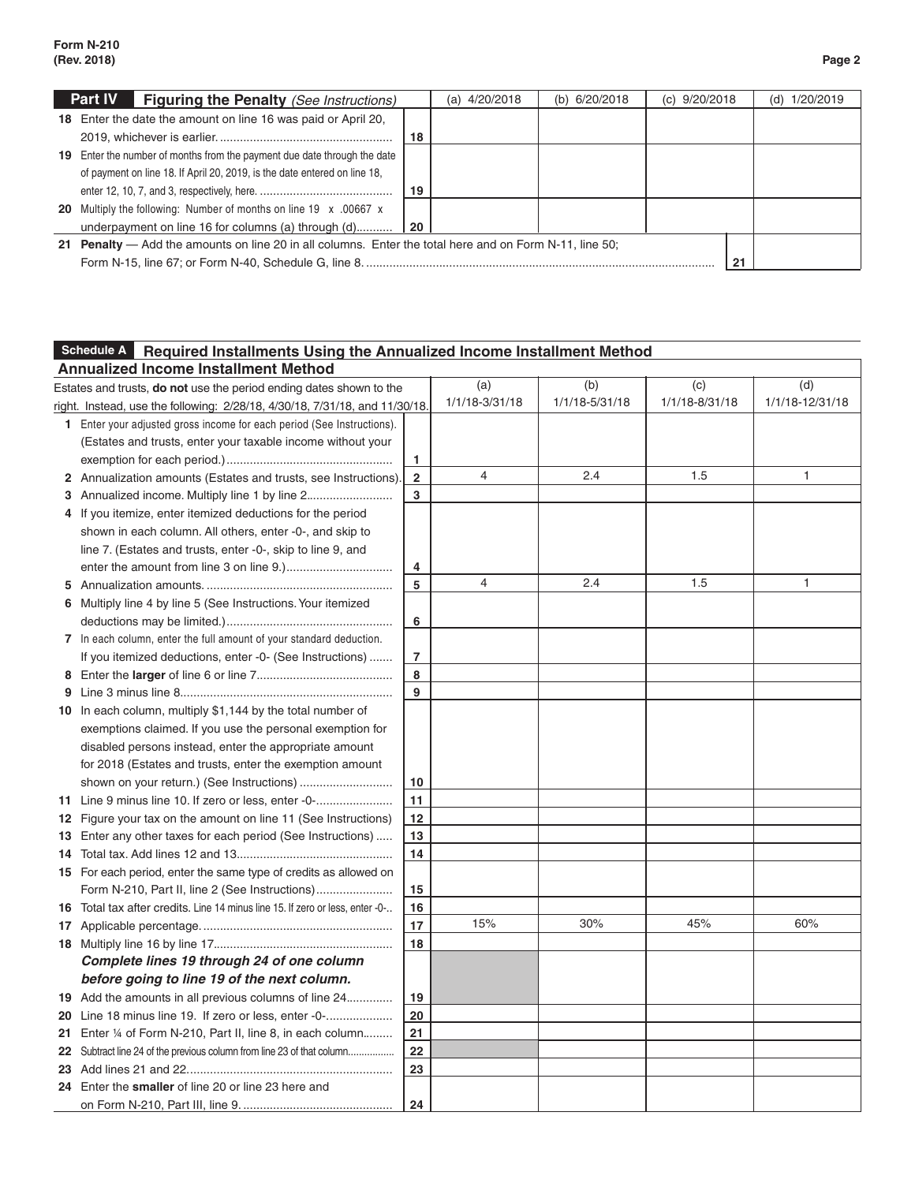**Form N-210 (Rev. 2018)**

| **Part IV** Figuring the Penalty *(See Instructions)* | | (a) 4/20/2018 | (b) 6/20/2018 | (c) 9/20/2018 | (d) 1/20/2019 |
|---|---|---|---|---|---|
| **18** Enter the date the amount on line 16 was paid or April 20, 2019, whichever is earlier. | 18 | | | | |
| **19** Enter the number of months from the payment due date through the date of payment on line 18. If April 20, 2019, is the date entered on line 18, enter 12, 10, 7, and 3, respectively, here. | 19 | | | | |
| **20** Multiply the following: Number of months on line 19 x .00667 x underpayment on line 16 for columns (a) through (d) | 20 | | | | |
| **21** **Penalty** — Add the amounts on line 20 in all columns. Enter the total here and on Form N-11, line 50; Form N-15, line 67; or Form N-40, Schedule G, line 8. | | | | 21 | |

## Schedule A Required Installments Using the Annualized Income Installment Method

**Annualized Income Installment Method**

| Estates and trusts, **do not** use the period ending dates shown to the right. Instead, use the following: 2/28/18, 4/30/18, 7/31/18, and 11/30/18. | | (a) 1/1/18-3/31/18 | (b) 1/1/18-5/31/18 | (c) 1/1/18-8/31/18 | (d) 1/1/18-12/31/18 |
|---|---|---|---|---|---|
| **1** Enter your adjusted gross income for each period (See Instructions). (Estates and trusts, enter your taxable income without your exemption for each period.) | 1 | | | | |
| **2** Annualization amounts (Estates and trusts, see Instructions) | 2 | 4 | 2.4 | 1.5 | 1 |
| **3** Annualized income. Multiply line 1 by line 2 | 3 | | | | |
| **4** If you itemize, enter itemized deductions for the period shown in each column. All others, enter -0-, and skip to line 7. (Estates and trusts, enter -0-, skip to line 9, and enter the amount from line 3 on line 9.) | 4 | | | | |
| **5** Annualization amounts. | 5 | 4 | 2.4 | 1.5 | 1 |
| **6** Multiply line 4 by line 5 (See Instructions. Your itemized deductions may be limited.) | 6 | | | | |
| **7** In each column, enter the full amount of your standard deduction. If you itemized deductions, enter -0- (See Instructions) | 7 | | | | |
| **8** Enter the **larger** of line 6 or line 7 | 8 | | | | |
| **9** Line 3 minus line 8 | 9 | | | | |
| **10** In each column, multiply $1,144 by the total number of exemptions claimed. If you use the personal exemption for disabled persons instead, enter the appropriate amount for 2018 (Estates and trusts, enter the exemption amount shown on your return.) (See Instructions) | 10 | | | | |
| **11** Line 9 minus line 10. If zero or less, enter -0- | 11 | | | | |
| **12** Figure your tax on the amount on line 11 (See Instructions) | 12 | | | | |
| **13** Enter any other taxes for each period (See Instructions) | 13 | | | | |
| **14** Total tax. Add lines 12 and 13 | 14 | | | | |
| **15** For each period, enter the same type of credits as allowed on Form N-210, Part II, line 2 (See Instructions) | 15 | | | | |
| **16** Total tax after credits. Line 14 minus line 15. If zero or less, enter -0- | 16 | | | | |
| **17** Applicable percentage. | 17 | 15% | 30% | 45% | 60% |
| **18** Multiply line 16 by line 17 | 18 | | | | |
| ***Complete lines 19 through 24 of one column before going to line 19 of the next column.*** | | | | | |
| **19** Add the amounts in all previous columns of line 24 | 19 | | | | |
| **20** Line 18 minus line 19. If zero or less, enter -0- | 20 | | | | |
| **21** Enter ¼ of Form N-210, Part II, line 8, in each column | 21 | | | | |
| **22** Subtract line 24 of the previous column from line 23 of that column | 22 | | | | |
| **23** Add lines 21 and 22 | 23 | | | | |
| **24** Enter the **smaller** of line 20 or line 23 here and on Form N-210, Part III, line 9. | 24 | | | | |